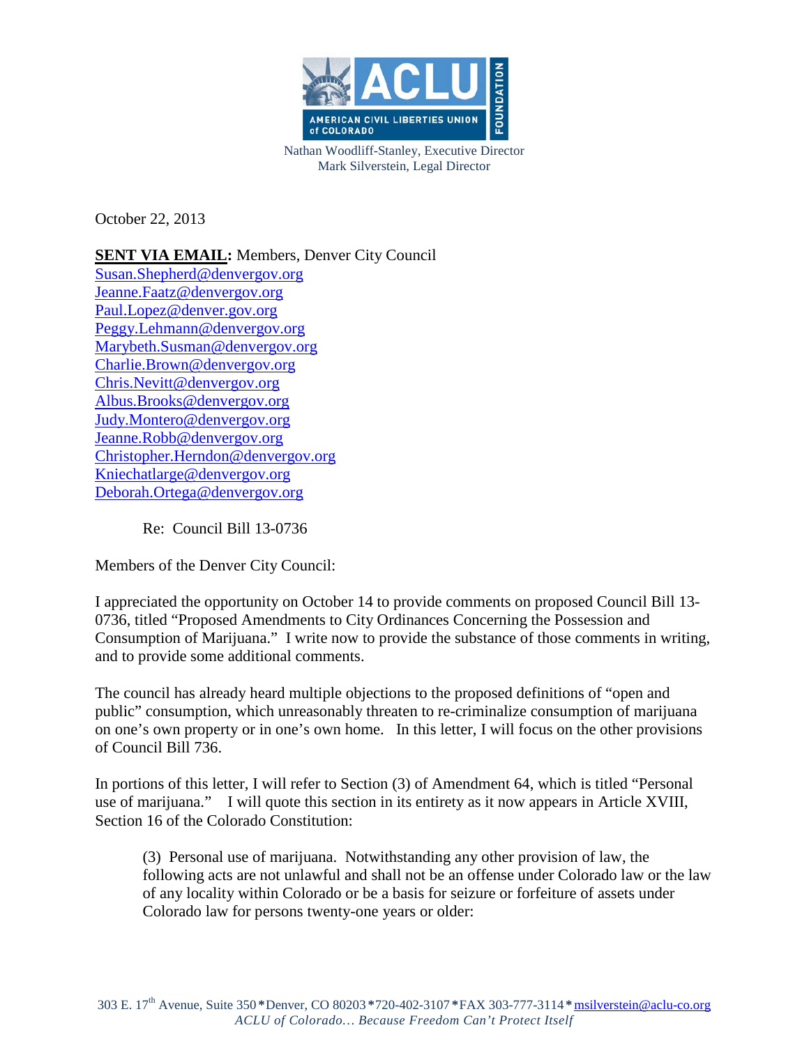ACLU FOUNDATION
AMERICAN CIVIL LIBERTIES UNION of COLORADO

Nathan Woodliff-Stanley, Executive Director
Mark Silverstein, Legal Director

October 22, 2013

**SENT VIA EMAIL:** Members, Denver City Council
Susan.Shepherd@denvergov.org
Jeanne.Faatz@denvergov.org
Paul.Lopez@denver.gov.org
Peggy.Lehmann@denvergov.org
Marybeth.Susman@denvergov.org
Charlie.Brown@denvergov.org
Chris.Nevitt@denvergov.org
Albus.Brooks@denvergov.org
Judy.Montero@denvergov.org
Jeanne.Robb@denvergov.org
Christopher.Herndon@denvergov.org
Kniechatlarge@denvergov.org
Deborah.Ortega@denvergov.org

Re: Council Bill 13-0736

Members of the Denver City Council:

I appreciated the opportunity on October 14 to provide comments on proposed Council Bill 13-0736, titled "Proposed Amendments to City Ordinances Concerning the Possession and Consumption of Marijuana." I write now to provide the substance of those comments in writing, and to provide some additional comments.

The council has already heard multiple objections to the proposed definitions of "open and public" consumption, which unreasonably threaten to re-criminalize consumption of marijuana on one's own property or in one's own home. In this letter, I will focus on the other provisions of Council Bill 736.

In portions of this letter, I will refer to Section (3) of Amendment 64, which is titled "Personal use of marijuana." I will quote this section in its entirety as it now appears in Article XVIII, Section 16 of the Colorado Constitution:

> (3) Personal use of marijuana. Notwithstanding any other provision of law, the following acts are not unlawful and shall not be an offense under Colorado law or the law of any locality within Colorado or be a basis for seizure or forfeiture of assets under Colorado law for persons twenty-one years or older:

303 E. 17th Avenue, Suite 350 * Denver, CO 80203 * 720-402-3107 * FAX 303-777-3114 * msilverstein@aclu-co.org
*ACLU of Colorado… Because Freedom Can't Protect Itself*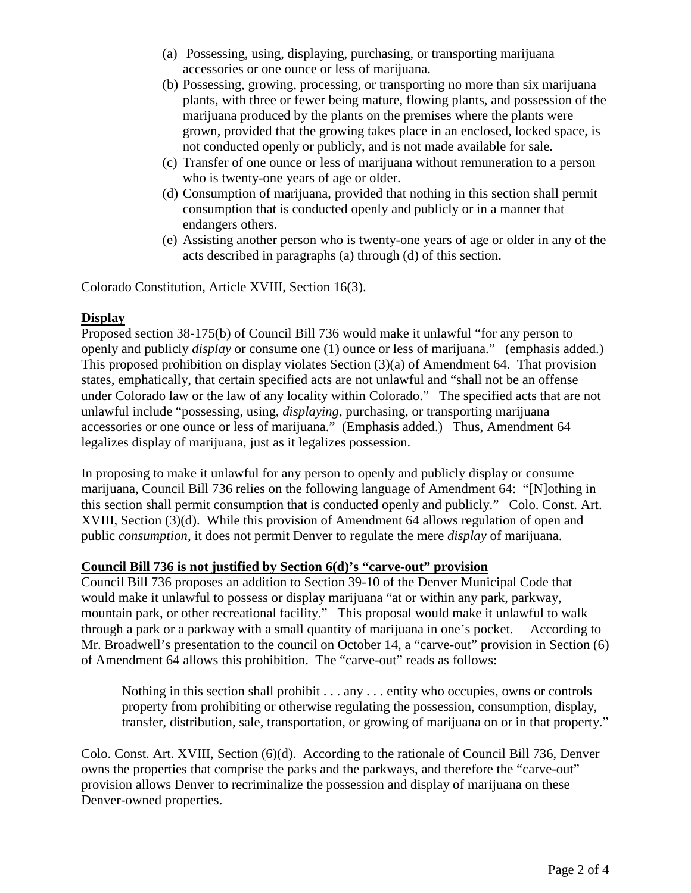(a) Possessing, using, displaying, purchasing, or transporting marijuana accessories or one ounce or less of marijuana.
(b) Possessing, growing, processing, or transporting no more than six marijuana plants, with three or fewer being mature, flowing plants, and possession of the marijuana produced by the plants on the premises where the plants were grown, provided that the growing takes place in an enclosed, locked space, is not conducted openly or publicly, and is not made available for sale.
(c) Transfer of one ounce or less of marijuana without remuneration to a person who is twenty-one years of age or older.
(d) Consumption of marijuana, provided that nothing in this section shall permit consumption that is conducted openly and publicly or in a manner that endangers others.
(e) Assisting another person who is twenty-one years of age or older in any of the acts described in paragraphs (a) through (d) of this section.

Colorado Constitution, Article XVIII, Section 16(3).

**Display**

Proposed section 38-175(b) of Council Bill 736 would make it unlawful "for any person to openly and publicly *display* or consume one (1) ounce or less of marijuana." (emphasis added.) This proposed prohibition on display violates Section (3)(a) of Amendment 64. That provision states, emphatically, that certain specified acts are not unlawful and "shall not be an offense under Colorado law or the law of any locality within Colorado." The specified acts that are not unlawful include "possessing, using, *displaying*, purchasing, or transporting marijuana accessories or one ounce or less of marijuana." (Emphasis added.) Thus, Amendment 64 legalizes display of marijuana, just as it legalizes possession.

In proposing to make it unlawful for any person to openly and publicly display or consume marijuana, Council Bill 736 relies on the following language of Amendment 64: "[N]othing in this section shall permit consumption that is conducted openly and publicly." Colo. Const. Art. XVIII, Section (3)(d). While this provision of Amendment 64 allows regulation of open and public *consumption*, it does not permit Denver to regulate the mere *display* of marijuana.

**Council Bill 736 is not justified by Section 6(d)'s "carve-out" provision**

Council Bill 736 proposes an addition to Section 39-10 of the Denver Municipal Code that would make it unlawful to possess or display marijuana "at or within any park, parkway, mountain park, or other recreational facility." This proposal would make it unlawful to walk through a park or a parkway with a small quantity of marijuana in one's pocket. According to Mr. Broadwell's presentation to the council on October 14, a "carve-out" provision in Section (6) of Amendment 64 allows this prohibition. The "carve-out" reads as follows:

> Nothing in this section shall prohibit . . . any . . . entity who occupies, owns or controls property from prohibiting or otherwise regulating the possession, consumption, display, transfer, distribution, sale, transportation, or growing of marijuana on or in that property."

Colo. Const. Art. XVIII, Section (6)(d). According to the rationale of Council Bill 736, Denver owns the properties that comprise the parks and the parkways, and therefore the "carve-out" provision allows Denver to recriminalize the possession and display of marijuana on these Denver-owned properties.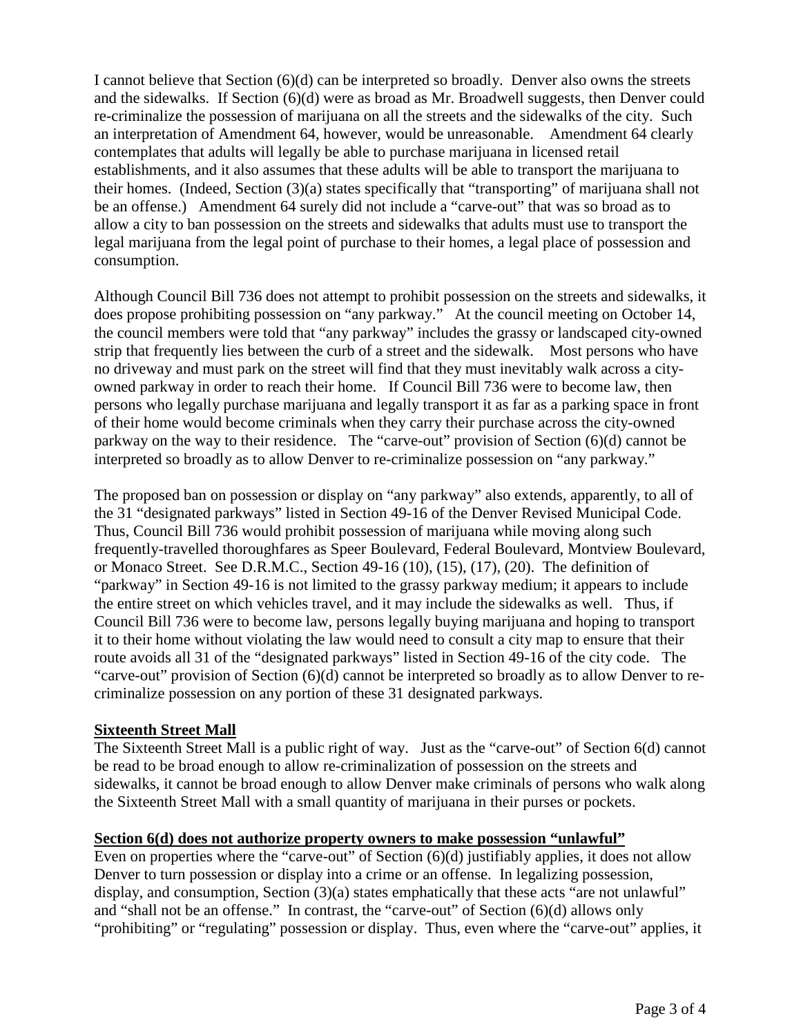I cannot believe that Section (6)(d) can be interpreted so broadly. Denver also owns the streets and the sidewalks. If Section (6)(d) were as broad as Mr. Broadwell suggests, then Denver could re-criminalize the possession of marijuana on all the streets and the sidewalks of the city. Such an interpretation of Amendment 64, however, would be unreasonable. Amendment 64 clearly contemplates that adults will legally be able to purchase marijuana in licensed retail establishments, and it also assumes that these adults will be able to transport the marijuana to their homes. (Indeed, Section (3)(a) states specifically that "transporting" of marijuana shall not be an offense.) Amendment 64 surely did not include a "carve-out" that was so broad as to allow a city to ban possession on the streets and sidewalks that adults must use to transport the legal marijuana from the legal point of purchase to their homes, a legal place of possession and consumption.

Although Council Bill 736 does not attempt to prohibit possession on the streets and sidewalks, it does propose prohibiting possession on "any parkway." At the council meeting on October 14, the council members were told that "any parkway" includes the grassy or landscaped city-owned strip that frequently lies between the curb of a street and the sidewalk. Most persons who have no driveway and must park on the street will find that they must inevitably walk across a city-owned parkway in order to reach their home. If Council Bill 736 were to become law, then persons who legally purchase marijuana and legally transport it as far as a parking space in front of their home would become criminals when they carry their purchase across the city-owned parkway on the way to their residence. The "carve-out" provision of Section (6)(d) cannot be interpreted so broadly as to allow Denver to re-criminalize possession on "any parkway."

The proposed ban on possession or display on "any parkway" also extends, apparently, to all of the 31 "designated parkways" listed in Section 49-16 of the Denver Revised Municipal Code. Thus, Council Bill 736 would prohibit possession of marijuana while moving along such frequently-travelled thoroughfares as Speer Boulevard, Federal Boulevard, Montview Boulevard, or Monaco Street. See D.R.M.C., Section 49-16 (10), (15), (17), (20). The definition of "parkway" in Section 49-16 is not limited to the grassy parkway medium; it appears to include the entire street on which vehicles travel, and it may include the sidewalks as well. Thus, if Council Bill 736 were to become law, persons legally buying marijuana and hoping to transport it to their home without violating the law would need to consult a city map to ensure that their route avoids all 31 of the "designated parkways" listed in Section 49-16 of the city code. The "carve-out" provision of Section (6)(d) cannot be interpreted so broadly as to allow Denver to re-criminalize possession on any portion of these 31 designated parkways.

**Sixteenth Street Mall**

The Sixteenth Street Mall is a public right of way. Just as the "carve-out" of Section 6(d) cannot be read to be broad enough to allow re-criminalization of possession on the streets and sidewalks, it cannot be broad enough to allow Denver make criminals of persons who walk along the Sixteenth Street Mall with a small quantity of marijuana in their purses or pockets.

**Section 6(d) does not authorize property owners to make possession "unlawful"**

Even on properties where the "carve-out" of Section (6)(d) justifiably applies, it does not allow Denver to turn possession or display into a crime or an offense. In legalizing possession, display, and consumption, Section (3)(a) states emphatically that these acts "are not unlawful" and "shall not be an offense." In contrast, the "carve-out" of Section (6)(d) allows only "prohibiting" or "regulating" possession or display. Thus, even where the "carve-out" applies, it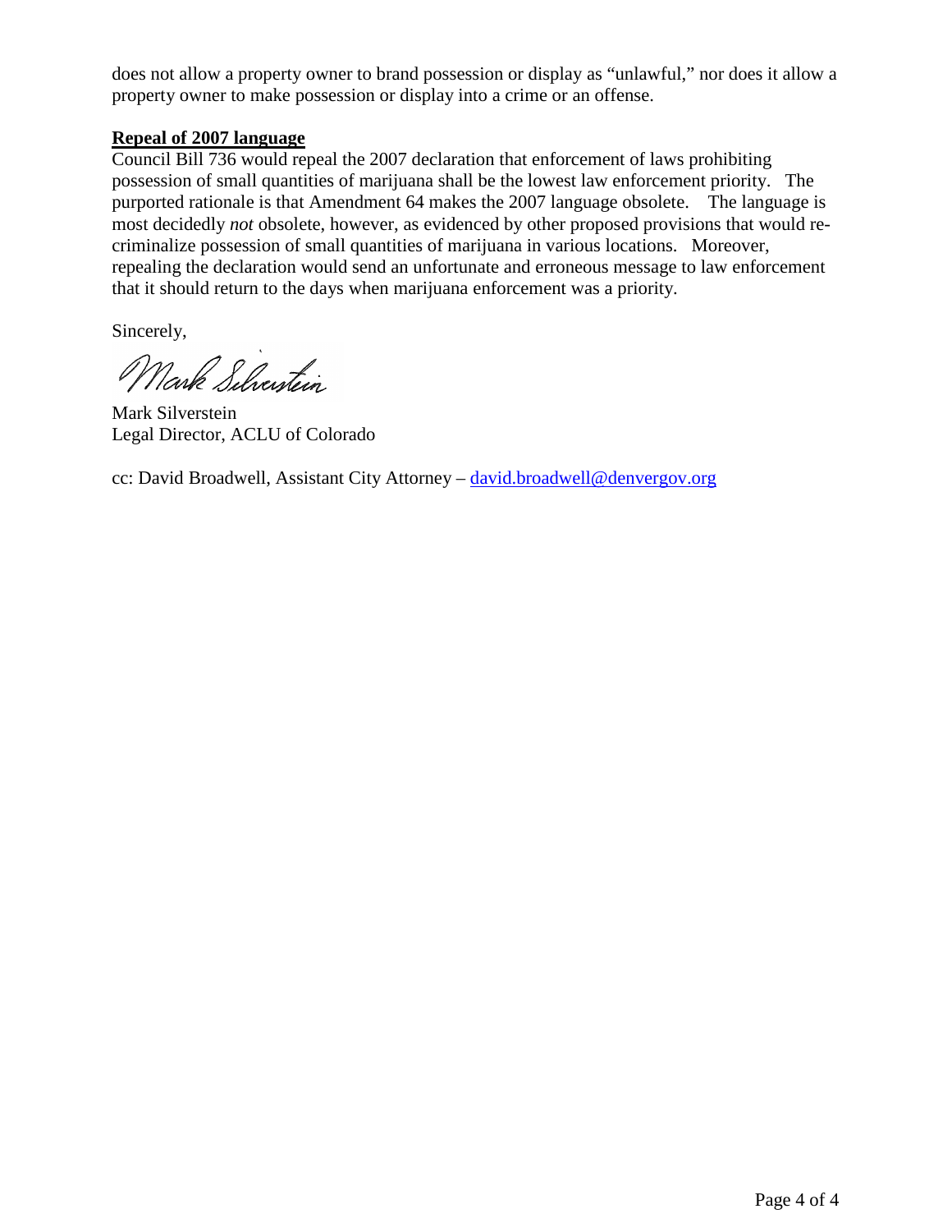does not allow a property owner to brand possession or display as "unlawful," nor does it allow a property owner to make possession or display into a crime or an offense.

**Repeal of 2007 language**

Council Bill 736 would repeal the 2007 declaration that enforcement of laws prohibiting possession of small quantities of marijuana shall be the lowest law enforcement priority. The purported rationale is that Amendment 64 makes the 2007 language obsolete. The language is most decidedly *not* obsolete, however, as evidenced by other proposed provisions that would re-criminalize possession of small quantities of marijuana in various locations. Moreover, repealing the declaration would send an unfortunate and erroneous message to law enforcement that it should return to the days when marijuana enforcement was a priority.

Sincerely,

Mark Silverstein

Mark Silverstein
Legal Director, ACLU of Colorado

cc: David Broadwell, Assistant City Attorney – david.broadwell@denvergov.org